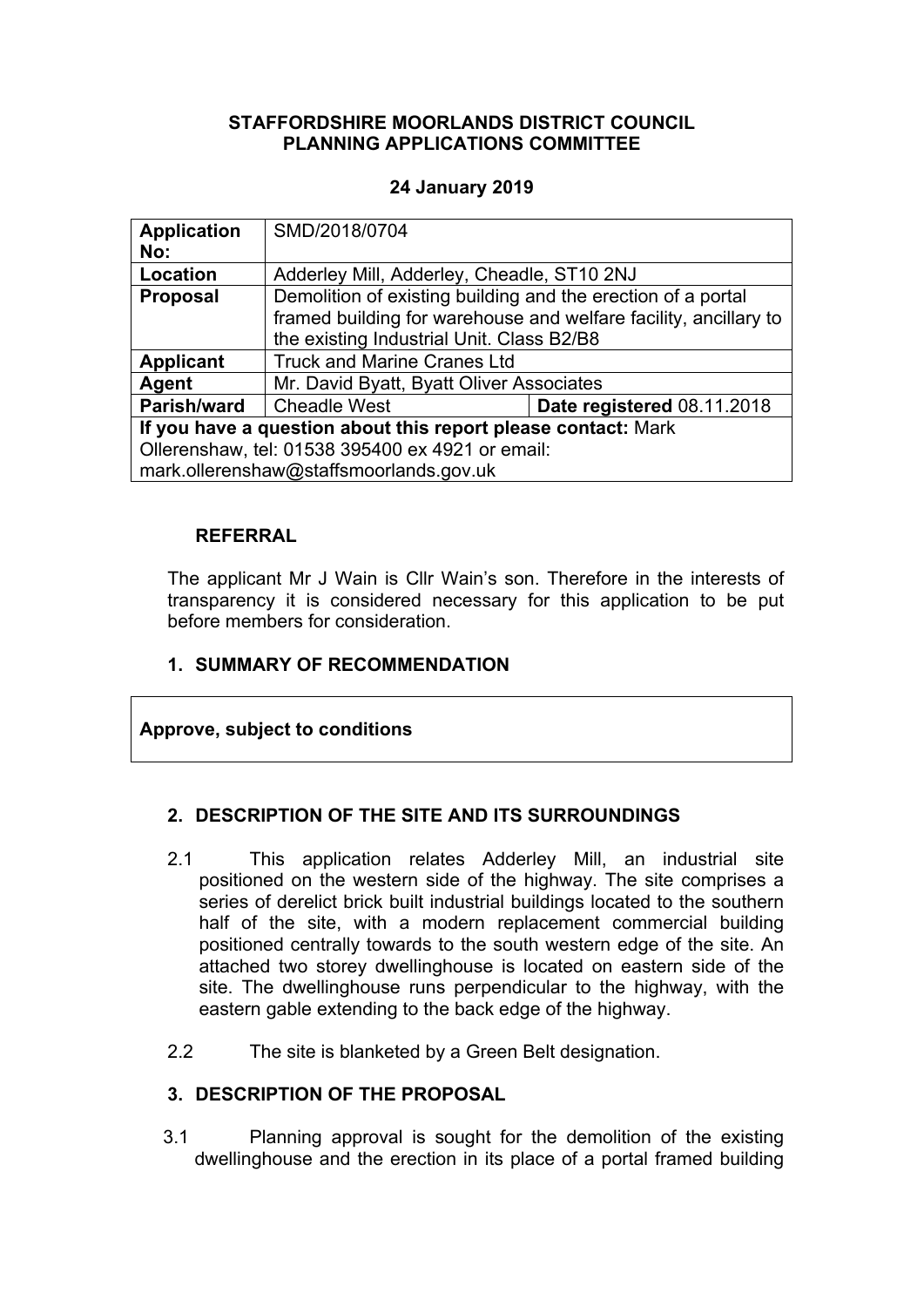**STAFFORDSHIRE MOORLANDS DISTRICT COUNCIL**
**PLANNING APPLICATIONS COMMITTEE**

**24 January 2019**

| **Application No:** | SMD/2018/0704 | |
|---|---|---|
| **Location** | Adderley Mill, Adderley, Cheadle, ST10 2NJ | |
| **Proposal** | Demolition of existing building and the erection of a portal framed building for warehouse and welfare facility, ancillary to the existing Industrial Unit. Class B2/B8 | |
| **Applicant** | Truck and Marine Cranes Ltd | |
| **Agent** | Mr. David Byatt, Byatt Oliver Associates | |
| **Parish/ward** | Cheadle West | **Date registered** 08.11.2018 |
| **If you have a question about this report please contact:** Mark Ollerenshaw, tel: 01538 395400 ex 4921 or email: mark.ollerenshaw@staffsmoorlands.gov.uk | | |

**REFERRAL**

The applicant Mr J Wain is Cllr Wain's son. Therefore in the interests of transparency it is considered necessary for this application to be put before members for consideration.

## 1. SUMMARY OF RECOMMENDATION

**Approve, subject to conditions**

## 2. DESCRIPTION OF THE SITE AND ITS SURROUNDINGS

2.1 This application relates Adderley Mill, an industrial site positioned on the western side of the highway. The site comprises a series of derelict brick built industrial buildings located to the southern half of the site, with a modern replacement commercial building positioned centrally towards to the south western edge of the site. An attached two storey dwellinghouse is located on eastern side of the site. The dwellinghouse runs perpendicular to the highway, with the eastern gable extending to the back edge of the highway.

2.2 The site is blanketed by a Green Belt designation.

## 3. DESCRIPTION OF THE PROPOSAL

3.1 Planning approval is sought for the demolition of the existing dwellinghouse and the erection in its place of a portal framed building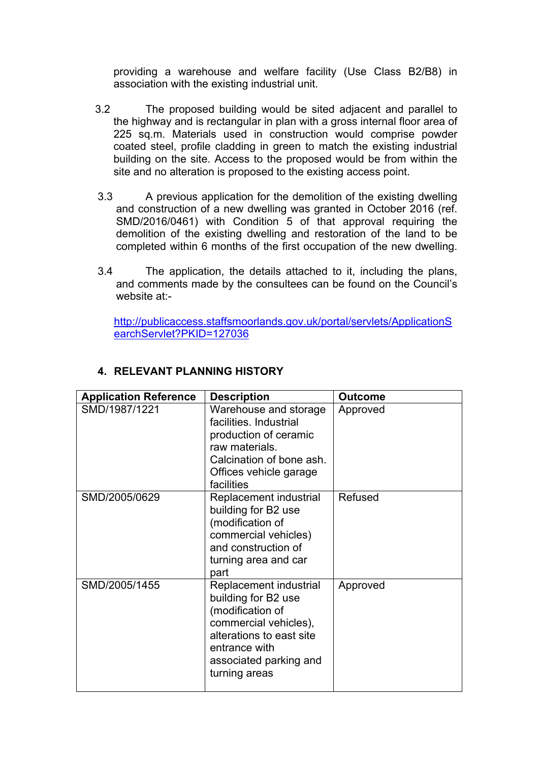providing a warehouse and welfare facility (Use Class B2/B8) in association with the existing industrial unit.

3.2 The proposed building would be sited adjacent and parallel to the highway and is rectangular in plan with a gross internal floor area of 225 sq.m. Materials used in construction would comprise powder coated steel, profile cladding in green to match the existing industrial building on the site. Access to the proposed would be from within the site and no alteration is proposed to the existing access point.

3.3 A previous application for the demolition of the existing dwelling and construction of a new dwelling was granted in October 2016 (ref. SMD/2016/0461) with Condition 5 of that approval requiring the demolition of the existing dwelling and restoration of the land to be completed within 6 months of the first occupation of the new dwelling.

3.4 The application, the details attached to it, including the plans, and comments made by the consultees can be found on the Council's website at:-

http://publicaccess.staffsmoorlands.gov.uk/portal/servlets/ApplicationSearchServlet?PKID=127036

## 4. RELEVANT PLANNING HISTORY

| Application Reference | Description | Outcome |
|---|---|---|
| SMD/1987/1221 | Warehouse and storage facilities. Industrial production of ceramic raw materials. Calcination of bone ash. Offices vehicle garage facilities | Approved |
| SMD/2005/0629 | Replacement industrial building for B2 use (modification of commercial vehicles) and construction of turning area and car part | Refused |
| SMD/2005/1455 | Replacement industrial building for B2 use (modification of commercial vehicles), alterations to east site entrance with associated parking and turning areas | Approved |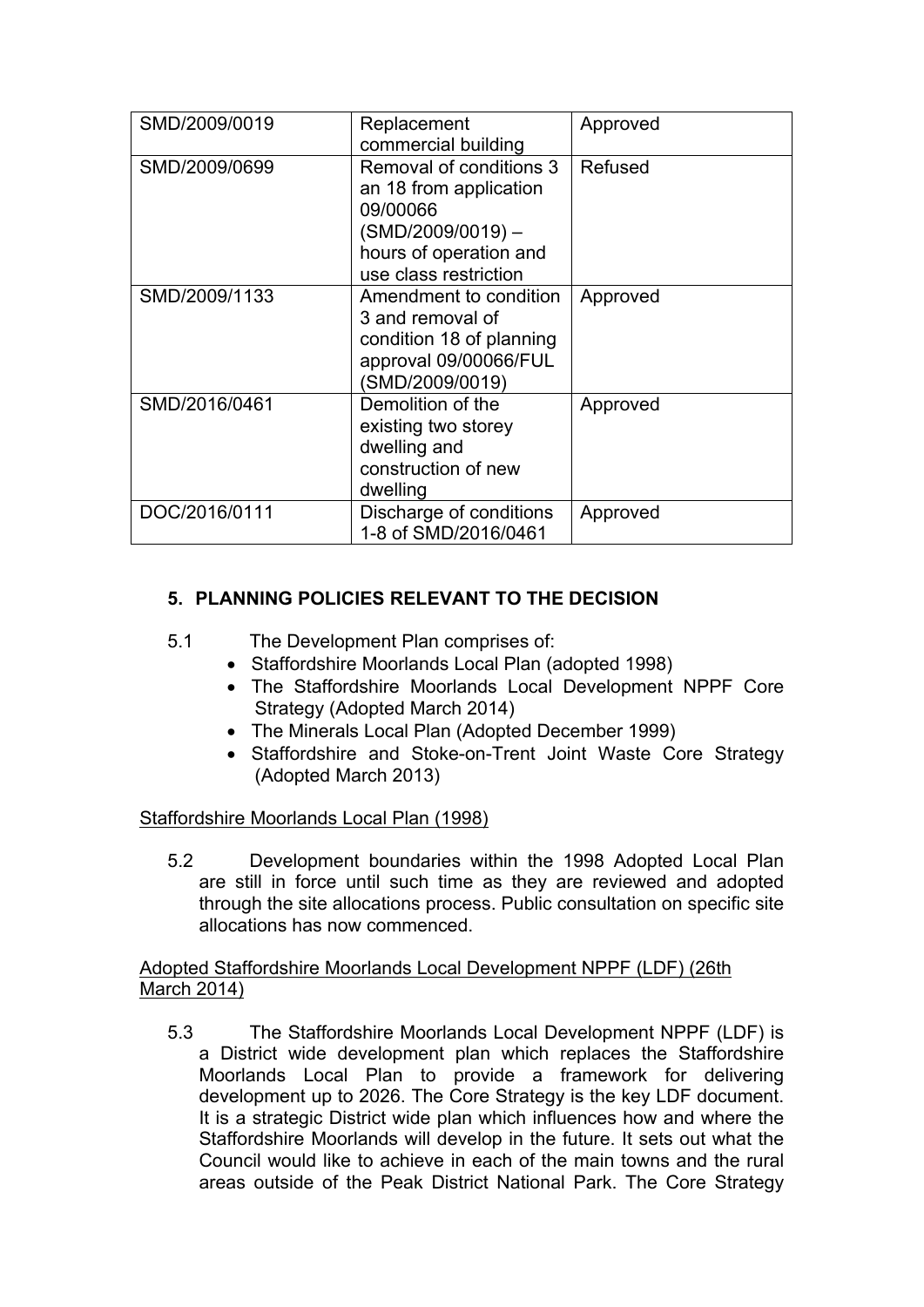| SMD/2009/0019 | Replacement commercial building | Approved |
|---|---|---|
| SMD/2009/0699 | Removal of conditions 3 an 18 from application 09/00066 (SMD/2009/0019) – hours of operation and use class restriction | Refused |
| SMD/2009/1133 | Amendment to condition 3 and removal of condition 18 of planning approval 09/00066/FUL (SMD/2009/0019) | Approved |
| SMD/2016/0461 | Demolition of the existing two storey dwelling and construction of new dwelling | Approved |
| DOC/2016/0111 | Discharge of conditions 1-8 of SMD/2016/0461 | Approved |

## 5. PLANNING POLICIES RELEVANT TO THE DECISION

5.1 The Development Plan comprises of:

- Staffordshire Moorlands Local Plan (adopted 1998)
- The Staffordshire Moorlands Local Development NPPF Core Strategy (Adopted March 2014)
- The Minerals Local Plan (Adopted December 1999)
- Staffordshire and Stoke-on-Trent Joint Waste Core Strategy (Adopted March 2013)

Staffordshire Moorlands Local Plan (1998)

5.2 Development boundaries within the 1998 Adopted Local Plan are still in force until such time as they are reviewed and adopted through the site allocations process. Public consultation on specific site allocations has now commenced.

Adopted Staffordshire Moorlands Local Development NPPF (LDF) (26th March 2014)

5.3 The Staffordshire Moorlands Local Development NPPF (LDF) is a District wide development plan which replaces the Staffordshire Moorlands Local Plan to provide a framework for delivering development up to 2026. The Core Strategy is the key LDF document. It is a strategic District wide plan which influences how and where the Staffordshire Moorlands will develop in the future. It sets out what the Council would like to achieve in each of the main towns and the rural areas outside of the Peak District National Park. The Core Strategy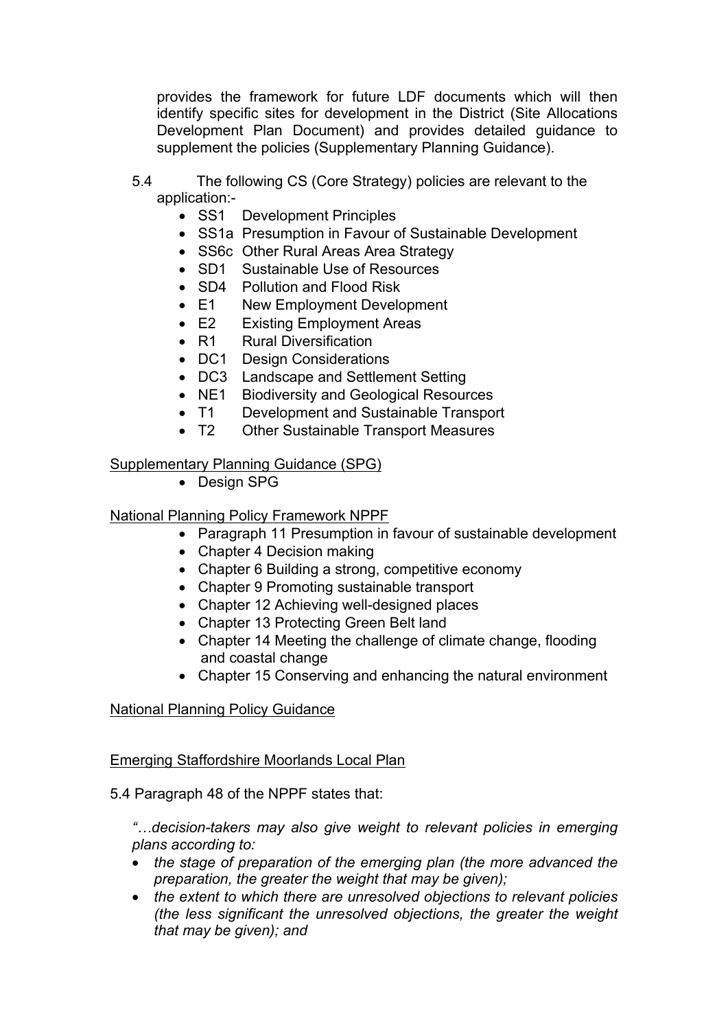provides the framework for future LDF documents which will then identify specific sites for development in the District (Site Allocations Development Plan Document) and provides detailed guidance to supplement the policies (Supplementary Planning Guidance).

5.4 The following CS (Core Strategy) policies are relevant to the application:-

- SS1 Development Principles
- SS1a Presumption in Favour of Sustainable Development
- SS6c Other Rural Areas Area Strategy
- SD1 Sustainable Use of Resources
- SD4 Pollution and Flood Risk
- E1 New Employment Development
- E2 Existing Employment Areas
- R1 Rural Diversification
- DC1 Design Considerations
- DC3 Landscape and Settlement Setting
- NE1 Biodiversity and Geological Resources
- T1 Development and Sustainable Transport
- T2 Other Sustainable Transport Measures

<u>Supplementary Planning Guidance (SPG)</u>

- Design SPG

<u>National Planning Policy Framework NPPF</u>

- Paragraph 11 Presumption in favour of sustainable development
- Chapter 4 Decision making
- Chapter 6 Building a strong, competitive economy
- Chapter 9 Promoting sustainable transport
- Chapter 12 Achieving well-designed places
- Chapter 13 Protecting Green Belt land
- Chapter 14 Meeting the challenge of climate change, flooding and coastal change
- Chapter 15 Conserving and enhancing the natural environment

<u>National Planning Policy Guidance</u>

<u>Emerging Staffordshire Moorlands Local Plan</u>

5.4 Paragraph 48 of the NPPF states that:

*"…decision-takers may also give weight to relevant policies in emerging plans according to:*

- *the stage of preparation of the emerging plan (the more advanced the preparation, the greater the weight that may be given);*
- *the extent to which there are unresolved objections to relevant policies (the less significant the unresolved objections, the greater the weight that may be given); and*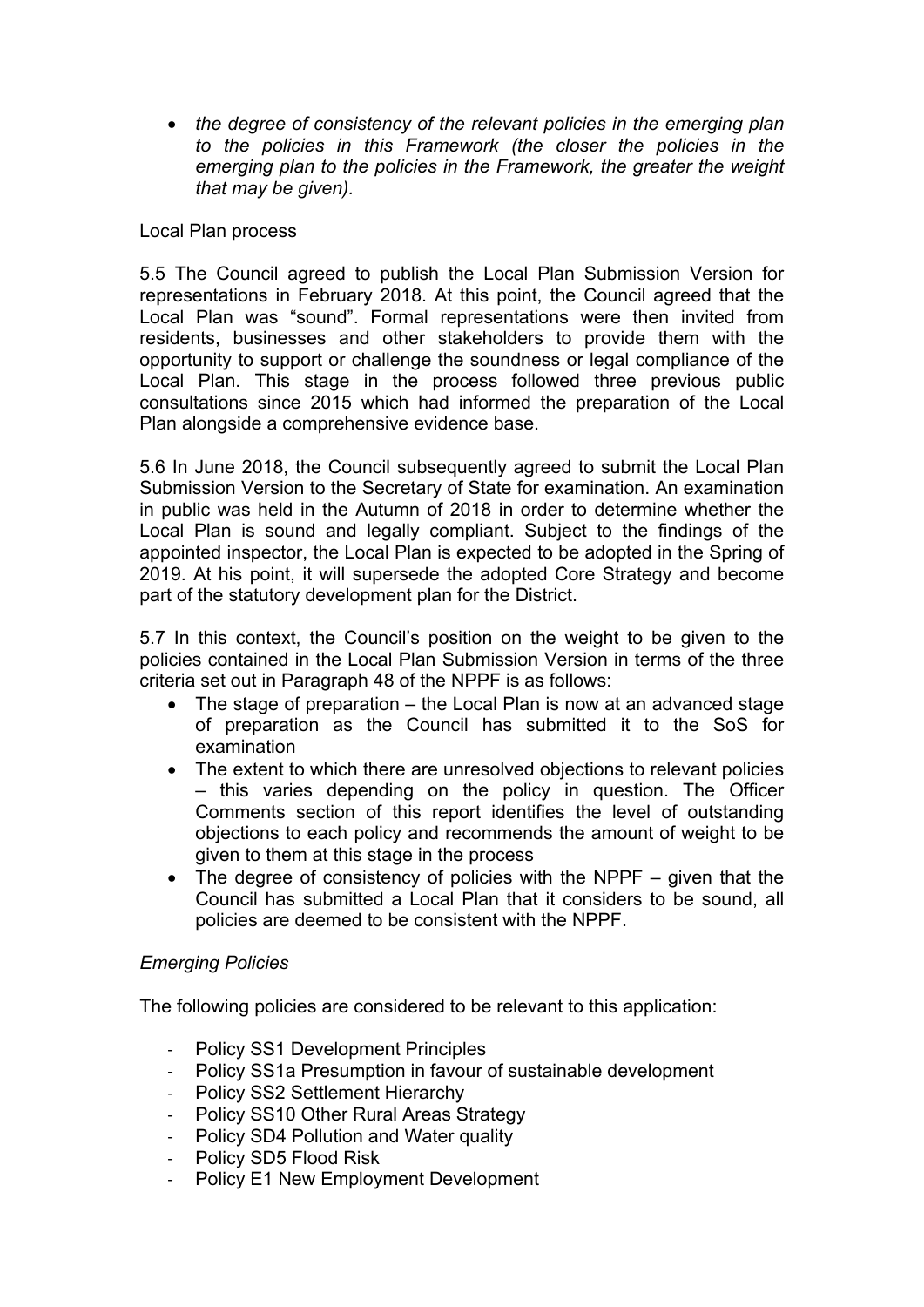- *the degree of consistency of the relevant policies in the emerging plan to the policies in this Framework (the closer the policies in the emerging plan to the policies in the Framework, the greater the weight that may be given).*

Local Plan process

5.5 The Council agreed to publish the Local Plan Submission Version for representations in February 2018. At this point, the Council agreed that the Local Plan was "sound". Formal representations were then invited from residents, businesses and other stakeholders to provide them with the opportunity to support or challenge the soundness or legal compliance of the Local Plan. This stage in the process followed three previous public consultations since 2015 which had informed the preparation of the Local Plan alongside a comprehensive evidence base.

5.6 In June 2018, the Council subsequently agreed to submit the Local Plan Submission Version to the Secretary of State for examination. An examination in public was held in the Autumn of 2018 in order to determine whether the Local Plan is sound and legally compliant. Subject to the findings of the appointed inspector, the Local Plan is expected to be adopted in the Spring of 2019. At his point, it will supersede the adopted Core Strategy and become part of the statutory development plan for the District.

5.7 In this context, the Council's position on the weight to be given to the policies contained in the Local Plan Submission Version in terms of the three criteria set out in Paragraph 48 of the NPPF is as follows:

- The stage of preparation – the Local Plan is now at an advanced stage of preparation as the Council has submitted it to the SoS for examination
- The extent to which there are unresolved objections to relevant policies – this varies depending on the policy in question. The Officer Comments section of this report identifies the level of outstanding objections to each policy and recommends the amount of weight to be given to them at this stage in the process
- The degree of consistency of policies with the NPPF – given that the Council has submitted a Local Plan that it considers to be sound, all policies are deemed to be consistent with the NPPF.

*Emerging Policies*

The following policies are considered to be relevant to this application:

- Policy SS1 Development Principles
- Policy SS1a Presumption in favour of sustainable development
- Policy SS2 Settlement Hierarchy
- Policy SS10 Other Rural Areas Strategy
- Policy SD4 Pollution and Water quality
- Policy SD5 Flood Risk
- Policy E1 New Employment Development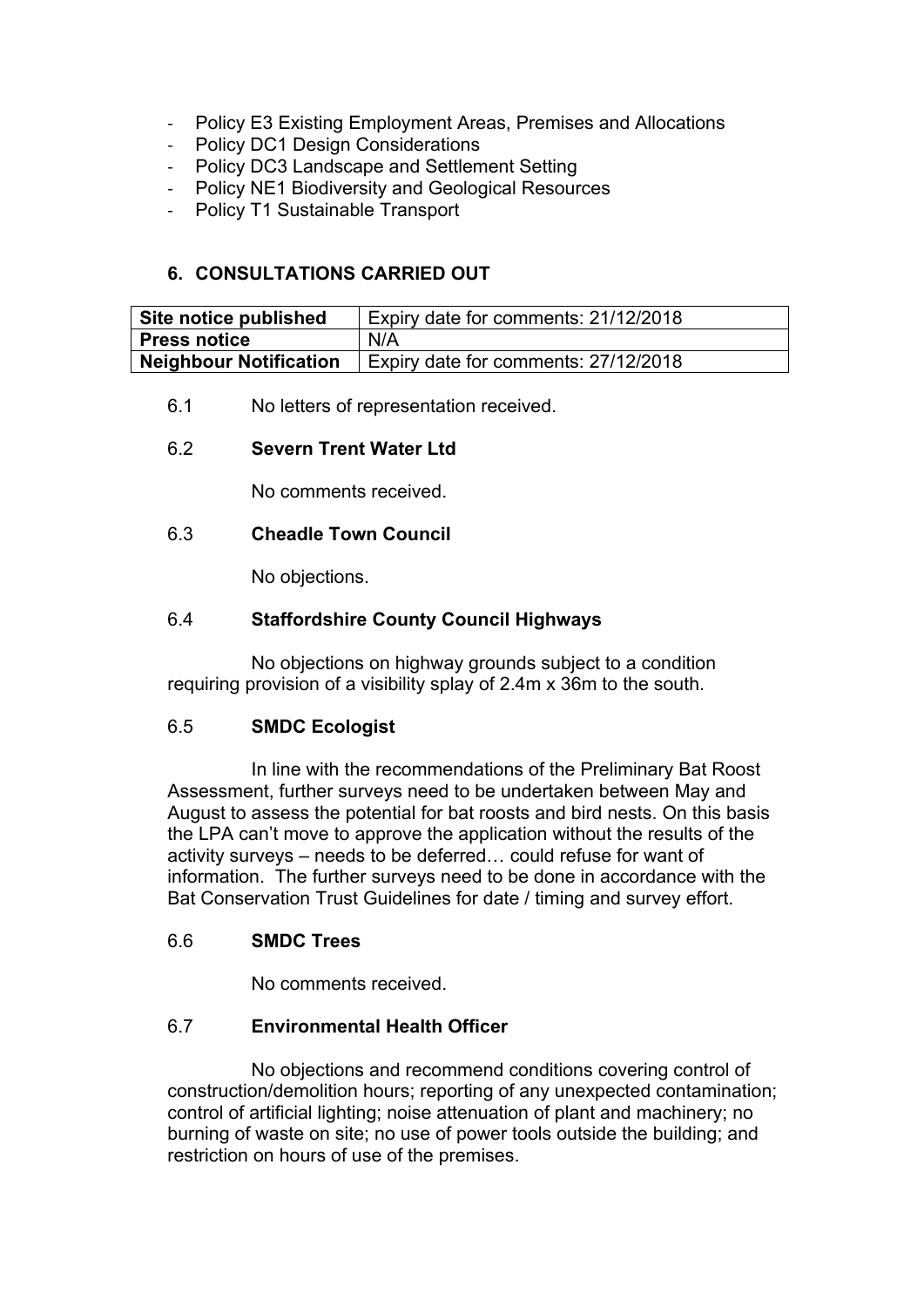- Policy E3 Existing Employment Areas, Premises and Allocations
- Policy DC1 Design Considerations
- Policy DC3 Landscape and Settlement Setting
- Policy NE1 Biodiversity and Geological Resources
- Policy T1 Sustainable Transport

## 6. CONSULTATIONS CARRIED OUT

| **Site notice published** | Expiry date for comments: 21/12/2018 |
|---|---|
| **Press notice** | N/A |
| **Neighbour Notification** | Expiry date for comments: 27/12/2018 |

6.1 No letters of representation received.

6.2 **Severn Trent Water Ltd**

No comments received.

6.3 **Cheadle Town Council**

No objections.

6.4 **Staffordshire County Council Highways**

No objections on highway grounds subject to a condition requiring provision of a visibility splay of 2.4m x 36m to the south.

6.5 **SMDC Ecologist**

In line with the recommendations of the Preliminary Bat Roost Assessment, further surveys need to be undertaken between May and August to assess the potential for bat roosts and bird nests. On this basis the LPA can't move to approve the application without the results of the activity surveys – needs to be deferred… could refuse for want of information. The further surveys need to be done in accordance with the Bat Conservation Trust Guidelines for date / timing and survey effort.

6.6 **SMDC Trees**

No comments received.

6.7 **Environmental Health Officer**

No objections and recommend conditions covering control of construction/demolition hours; reporting of any unexpected contamination; control of artificial lighting; noise attenuation of plant and machinery; no burning of waste on site; no use of power tools outside the building; and restriction on hours of use of the premises.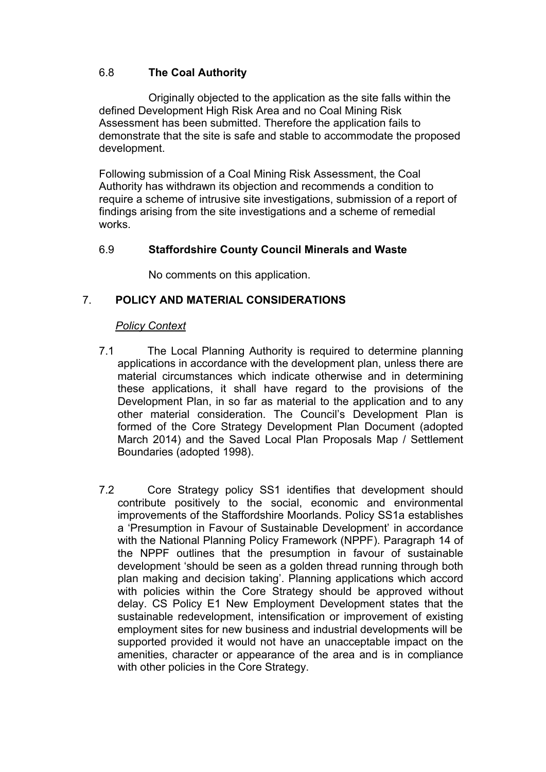### 6.8 The Coal Authority

Originally objected to the application as the site falls within the defined Development High Risk Area and no Coal Mining Risk Assessment has been submitted. Therefore the application fails to demonstrate that the site is safe and stable to accommodate the proposed development.

Following submission of a Coal Mining Risk Assessment, the Coal Authority has withdrawn its objection and recommends a condition to require a scheme of intrusive site investigations, submission of a report of findings arising from the site investigations and a scheme of remedial works.

### 6.9 Staffordshire County Council Minerals and Waste

No comments on this application.

## 7. POLICY AND MATERIAL CONSIDERATIONS

*Policy Context*

7.1 The Local Planning Authority is required to determine planning applications in accordance with the development plan, unless there are material circumstances which indicate otherwise and in determining these applications, it shall have regard to the provisions of the Development Plan, in so far as material to the application and to any other material consideration. The Council's Development Plan is formed of the Core Strategy Development Plan Document (adopted March 2014) and the Saved Local Plan Proposals Map / Settlement Boundaries (adopted 1998).

7.2 Core Strategy policy SS1 identifies that development should contribute positively to the social, economic and environmental improvements of the Staffordshire Moorlands. Policy SS1a establishes a 'Presumption in Favour of Sustainable Development' in accordance with the National Planning Policy Framework (NPPF). Paragraph 14 of the NPPF outlines that the presumption in favour of sustainable development 'should be seen as a golden thread running through both plan making and decision taking'. Planning applications which accord with policies within the Core Strategy should be approved without delay. CS Policy E1 New Employment Development states that the sustainable redevelopment, intensification or improvement of existing employment sites for new business and industrial developments will be supported provided it would not have an unacceptable impact on the amenities, character or appearance of the area and is in compliance with other policies in the Core Strategy.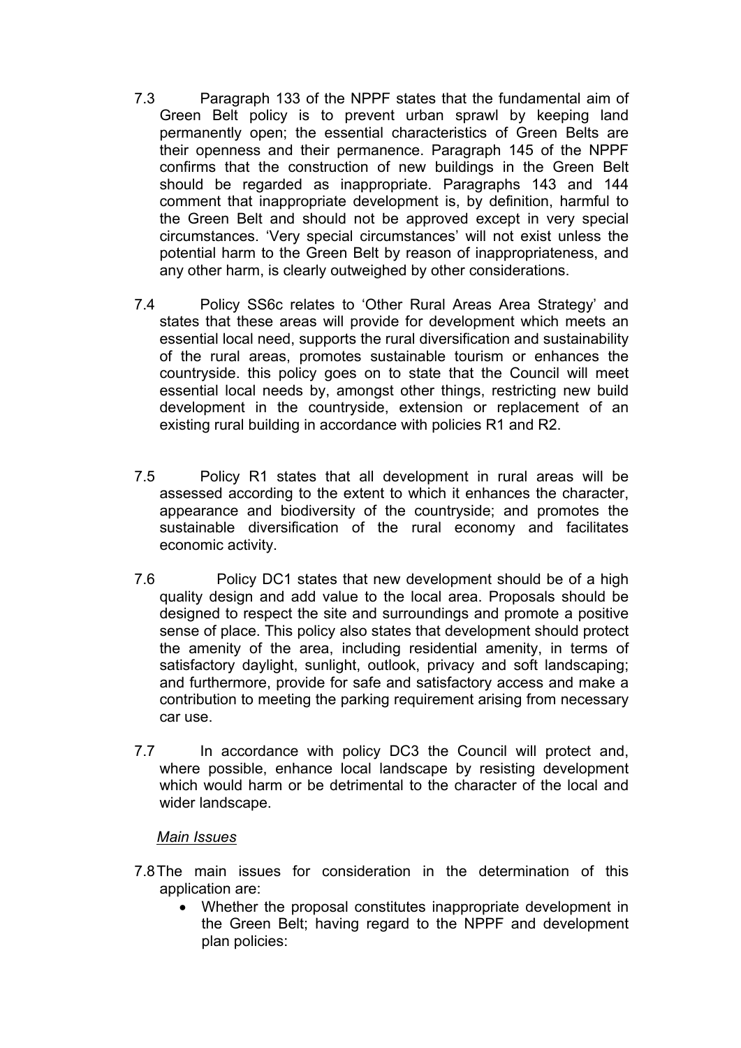7.3 Paragraph 133 of the NPPF states that the fundamental aim of Green Belt policy is to prevent urban sprawl by keeping land permanently open; the essential characteristics of Green Belts are their openness and their permanence. Paragraph 145 of the NPPF confirms that the construction of new buildings in the Green Belt should be regarded as inappropriate. Paragraphs 143 and 144 comment that inappropriate development is, by definition, harmful to the Green Belt and should not be approved except in very special circumstances. 'Very special circumstances' will not exist unless the potential harm to the Green Belt by reason of inappropriateness, and any other harm, is clearly outweighed by other considerations.

7.4 Policy SS6c relates to 'Other Rural Areas Area Strategy' and states that these areas will provide for development which meets an essential local need, supports the rural diversification and sustainability of the rural areas, promotes sustainable tourism or enhances the countryside. this policy goes on to state that the Council will meet essential local needs by, amongst other things, restricting new build development in the countryside, extension or replacement of an existing rural building in accordance with policies R1 and R2.

7.5 Policy R1 states that all development in rural areas will be assessed according to the extent to which it enhances the character, appearance and biodiversity of the countryside; and promotes the sustainable diversification of the rural economy and facilitates economic activity.

7.6 Policy DC1 states that new development should be of a high quality design and add value to the local area. Proposals should be designed to respect the site and surroundings and promote a positive sense of place. This policy also states that development should protect the amenity of the area, including residential amenity, in terms of satisfactory daylight, sunlight, outlook, privacy and soft landscaping; and furthermore, provide for safe and satisfactory access and make a contribution to meeting the parking requirement arising from necessary car use.

7.7 In accordance with policy DC3 the Council will protect and, where possible, enhance local landscape by resisting development which would harm or be detrimental to the character of the local and wider landscape.

*Main Issues*

7.8 The main issues for consideration in the determination of this application are:

- Whether the proposal constitutes inappropriate development in the Green Belt; having regard to the NPPF and development plan policies: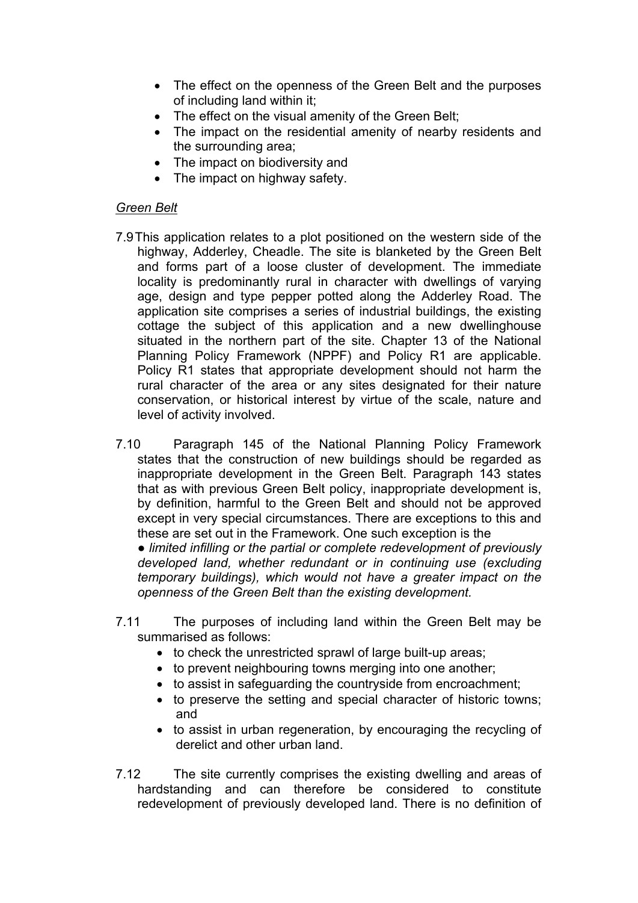- The effect on the openness of the Green Belt and the purposes of including land within it;
- The effect on the visual amenity of the Green Belt;
- The impact on the residential amenity of nearby residents and the surrounding area;
- The impact on biodiversity and
- The impact on highway safety.

*Green Belt*

7.9 This application relates to a plot positioned on the western side of the highway, Adderley, Cheadle. The site is blanketed by the Green Belt and forms part of a loose cluster of development. The immediate locality is predominantly rural in character with dwellings of varying age, design and type pepper potted along the Adderley Road. The application site comprises a series of industrial buildings, the existing cottage the subject of this application and a new dwellinghouse situated in the northern part of the site. Chapter 13 of the National Planning Policy Framework (NPPF) and Policy R1 are applicable. Policy R1 states that appropriate development should not harm the rural character of the area or any sites designated for their nature conservation, or historical interest by virtue of the scale, nature and level of activity involved.

7.10 Paragraph 145 of the National Planning Policy Framework states that the construction of new buildings should be regarded as inappropriate development in the Green Belt. Paragraph 143 states that as with previous Green Belt policy, inappropriate development is, by definition, harmful to the Green Belt and should not be approved except in very special circumstances. There are exceptions to this and these are set out in the Framework. One such exception is the

● *limited infilling or the partial or complete redevelopment of previously developed land, whether redundant or in continuing use (excluding temporary buildings), which would not have a greater impact on the openness of the Green Belt than the existing development.*

7.11 The purposes of including land within the Green Belt may be summarised as follows:

- to check the unrestricted sprawl of large built-up areas;
- to prevent neighbouring towns merging into one another;
- to assist in safeguarding the countryside from encroachment;
- to preserve the setting and special character of historic towns; and
- to assist in urban regeneration, by encouraging the recycling of derelict and other urban land.

7.12 The site currently comprises the existing dwelling and areas of hardstanding and can therefore be considered to constitute redevelopment of previously developed land. There is no definition of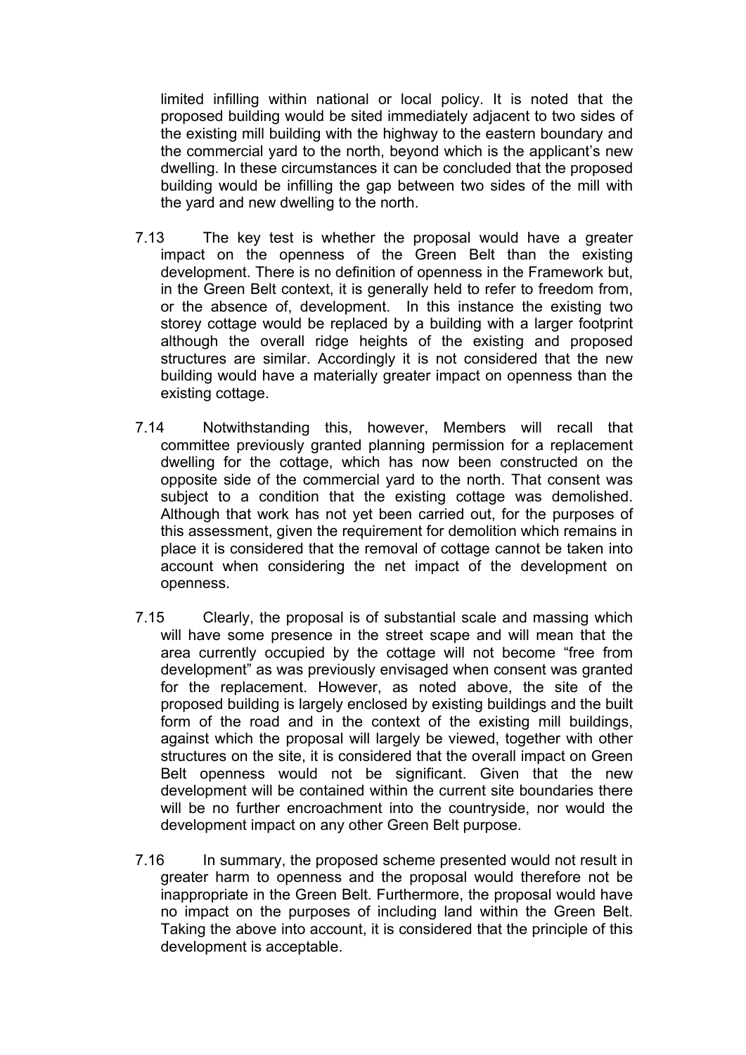limited infilling within national or local policy. It is noted that the proposed building would be sited immediately adjacent to two sides of the existing mill building with the highway to the eastern boundary and the commercial yard to the north, beyond which is the applicant's new dwelling. In these circumstances it can be concluded that the proposed building would be infilling the gap between two sides of the mill with the yard and new dwelling to the north.

7.13 The key test is whether the proposal would have a greater impact on the openness of the Green Belt than the existing development. There is no definition of openness in the Framework but, in the Green Belt context, it is generally held to refer to freedom from, or the absence of, development. In this instance the existing two storey cottage would be replaced by a building with a larger footprint although the overall ridge heights of the existing and proposed structures are similar. Accordingly it is not considered that the new building would have a materially greater impact on openness than the existing cottage.

7.14 Notwithstanding this, however, Members will recall that committee previously granted planning permission for a replacement dwelling for the cottage, which has now been constructed on the opposite side of the commercial yard to the north. That consent was subject to a condition that the existing cottage was demolished. Although that work has not yet been carried out, for the purposes of this assessment, given the requirement for demolition which remains in place it is considered that the removal of cottage cannot be taken into account when considering the net impact of the development on openness.

7.15 Clearly, the proposal is of substantial scale and massing which will have some presence in the street scape and will mean that the area currently occupied by the cottage will not become "free from development" as was previously envisaged when consent was granted for the replacement. However, as noted above, the site of the proposed building is largely enclosed by existing buildings and the built form of the road and in the context of the existing mill buildings, against which the proposal will largely be viewed, together with other structures on the site, it is considered that the overall impact on Green Belt openness would not be significant. Given that the new development will be contained within the current site boundaries there will be no further encroachment into the countryside, nor would the development impact on any other Green Belt purpose.

7.16 In summary, the proposed scheme presented would not result in greater harm to openness and the proposal would therefore not be inappropriate in the Green Belt. Furthermore, the proposal would have no impact on the purposes of including land within the Green Belt. Taking the above into account, it is considered that the principle of this development is acceptable.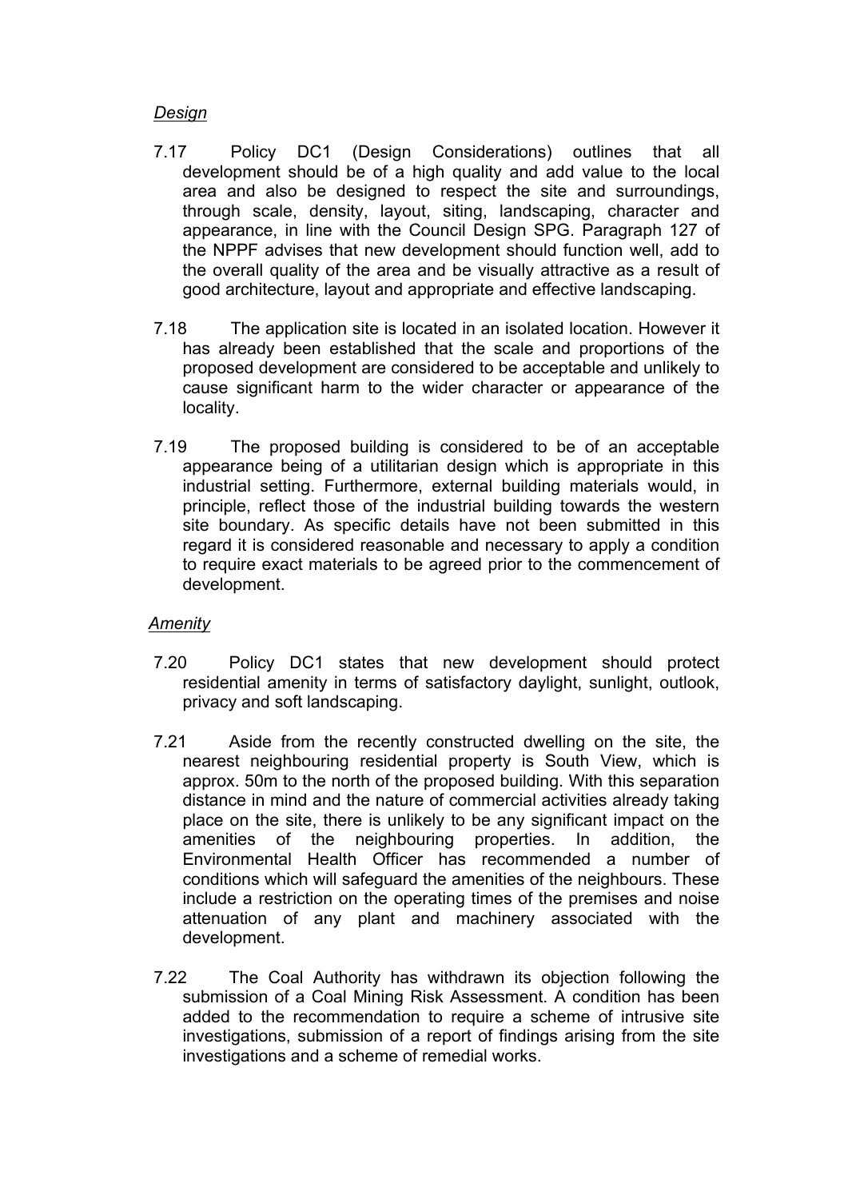*Design*

7.17 Policy DC1 (Design Considerations) outlines that all development should be of a high quality and add value to the local area and also be designed to respect the site and surroundings, through scale, density, layout, siting, landscaping, character and appearance, in line with the Council Design SPG. Paragraph 127 of the NPPF advises that new development should function well, add to the overall quality of the area and be visually attractive as a result of good architecture, layout and appropriate and effective landscaping.

7.18 The application site is located in an isolated location. However it has already been established that the scale and proportions of the proposed development are considered to be acceptable and unlikely to cause significant harm to the wider character or appearance of the locality.

7.19 The proposed building is considered to be of an acceptable appearance being of a utilitarian design which is appropriate in this industrial setting. Furthermore, external building materials would, in principle, reflect those of the industrial building towards the western site boundary. As specific details have not been submitted in this regard it is considered reasonable and necessary to apply a condition to require exact materials to be agreed prior to the commencement of development.

*Amenity*

7.20 Policy DC1 states that new development should protect residential amenity in terms of satisfactory daylight, sunlight, outlook, privacy and soft landscaping.

7.21 Aside from the recently constructed dwelling on the site, the nearest neighbouring residential property is South View, which is approx. 50m to the north of the proposed building. With this separation distance in mind and the nature of commercial activities already taking place on the site, there is unlikely to be any significant impact on the amenities of the neighbouring properties. In addition, the Environmental Health Officer has recommended a number of conditions which will safeguard the amenities of the neighbours. These include a restriction on the operating times of the premises and noise attenuation of any plant and machinery associated with the development.

7.22 The Coal Authority has withdrawn its objection following the submission of a Coal Mining Risk Assessment. A condition has been added to the recommendation to require a scheme of intrusive site investigations, submission of a report of findings arising from the site investigations and a scheme of remedial works.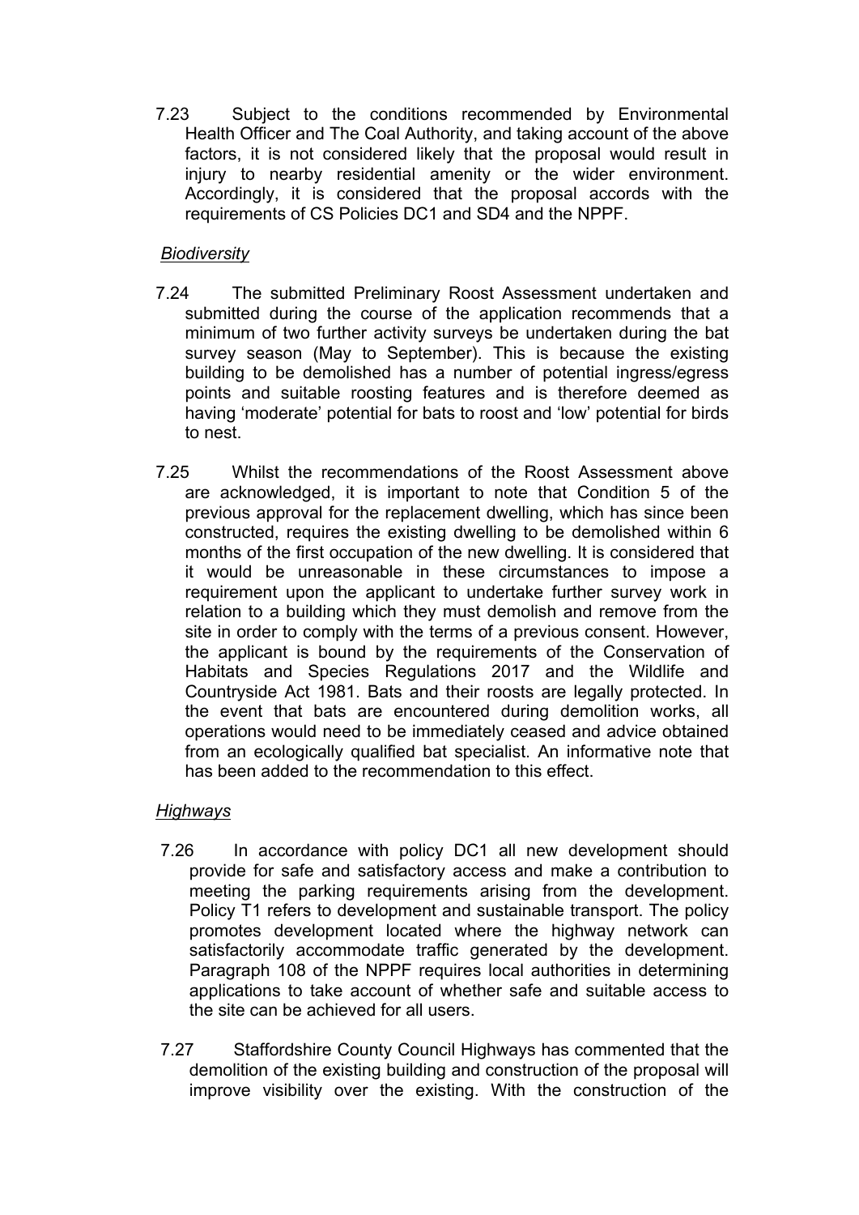7.23 Subject to the conditions recommended by Environmental Health Officer and The Coal Authority, and taking account of the above factors, it is not considered likely that the proposal would result in injury to nearby residential amenity or the wider environment. Accordingly, it is considered that the proposal accords with the requirements of CS Policies DC1 and SD4 and the NPPF.

*Biodiversity*

7.24 The submitted Preliminary Roost Assessment undertaken and submitted during the course of the application recommends that a minimum of two further activity surveys be undertaken during the bat survey season (May to September). This is because the existing building to be demolished has a number of potential ingress/egress points and suitable roosting features and is therefore deemed as having 'moderate' potential for bats to roost and 'low' potential for birds to nest.

7.25 Whilst the recommendations of the Roost Assessment above are acknowledged, it is important to note that Condition 5 of the previous approval for the replacement dwelling, which has since been constructed, requires the existing dwelling to be demolished within 6 months of the first occupation of the new dwelling. It is considered that it would be unreasonable in these circumstances to impose a requirement upon the applicant to undertake further survey work in relation to a building which they must demolish and remove from the site in order to comply with the terms of a previous consent. However, the applicant is bound by the requirements of the Conservation of Habitats and Species Regulations 2017 and the Wildlife and Countryside Act 1981. Bats and their roosts are legally protected. In the event that bats are encountered during demolition works, all operations would need to be immediately ceased and advice obtained from an ecologically qualified bat specialist. An informative note that has been added to the recommendation to this effect.

*Highways*

7.26 In accordance with policy DC1 all new development should provide for safe and satisfactory access and make a contribution to meeting the parking requirements arising from the development. Policy T1 refers to development and sustainable transport. The policy promotes development located where the highway network can satisfactorily accommodate traffic generated by the development. Paragraph 108 of the NPPF requires local authorities in determining applications to take account of whether safe and suitable access to the site can be achieved for all users.

7.27 Staffordshire County Council Highways has commented that the demolition of the existing building and construction of the proposal will improve visibility over the existing. With the construction of the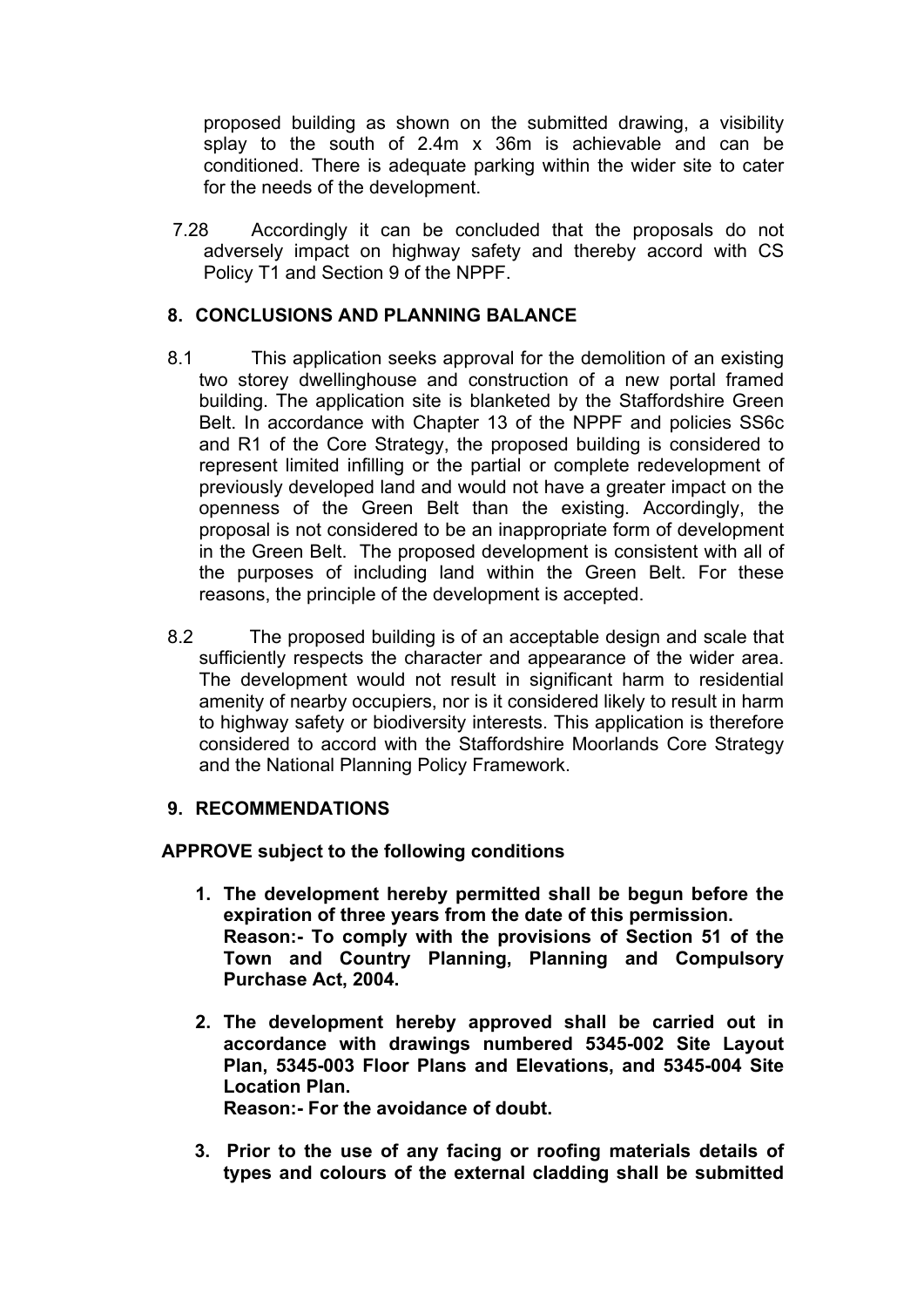proposed building as shown on the submitted drawing, a visibility splay to the south of 2.4m x 36m is achievable and can be conditioned. There is adequate parking within the wider site to cater for the needs of the development.

7.28 Accordingly it can be concluded that the proposals do not adversely impact on highway safety and thereby accord with CS Policy T1 and Section 9 of the NPPF.

## 8. CONCLUSIONS AND PLANNING BALANCE

8.1 This application seeks approval for the demolition of an existing two storey dwellinghouse and construction of a new portal framed building. The application site is blanketed by the Staffordshire Green Belt. In accordance with Chapter 13 of the NPPF and policies SS6c and R1 of the Core Strategy, the proposed building is considered to represent limited infilling or the partial or complete redevelopment of previously developed land and would not have a greater impact on the openness of the Green Belt than the existing. Accordingly, the proposal is not considered to be an inappropriate form of development in the Green Belt. The proposed development is consistent with all of the purposes of including land within the Green Belt. For these reasons, the principle of the development is accepted.

8.2 The proposed building is of an acceptable design and scale that sufficiently respects the character and appearance of the wider area. The development would not result in significant harm to residential amenity of nearby occupiers, nor is it considered likely to result in harm to highway safety or biodiversity interests. This application is therefore considered to accord with the Staffordshire Moorlands Core Strategy and the National Planning Policy Framework.

## 9. RECOMMENDATIONS

**APPROVE subject to the following conditions**

1. **The development hereby permitted shall be begun before the expiration of three years from the date of this permission.**
   **Reason:- To comply with the provisions of Section 51 of the Town and Country Planning, Planning and Compulsory Purchase Act, 2004.**

2. **The development hereby approved shall be carried out in accordance with drawings numbered 5345-002 Site Layout Plan, 5345-003 Floor Plans and Elevations, and 5345-004 Site Location Plan.**
   **Reason:- For the avoidance of doubt.**

3. **Prior to the use of any facing or roofing materials details of types and colours of the external cladding shall be submitted**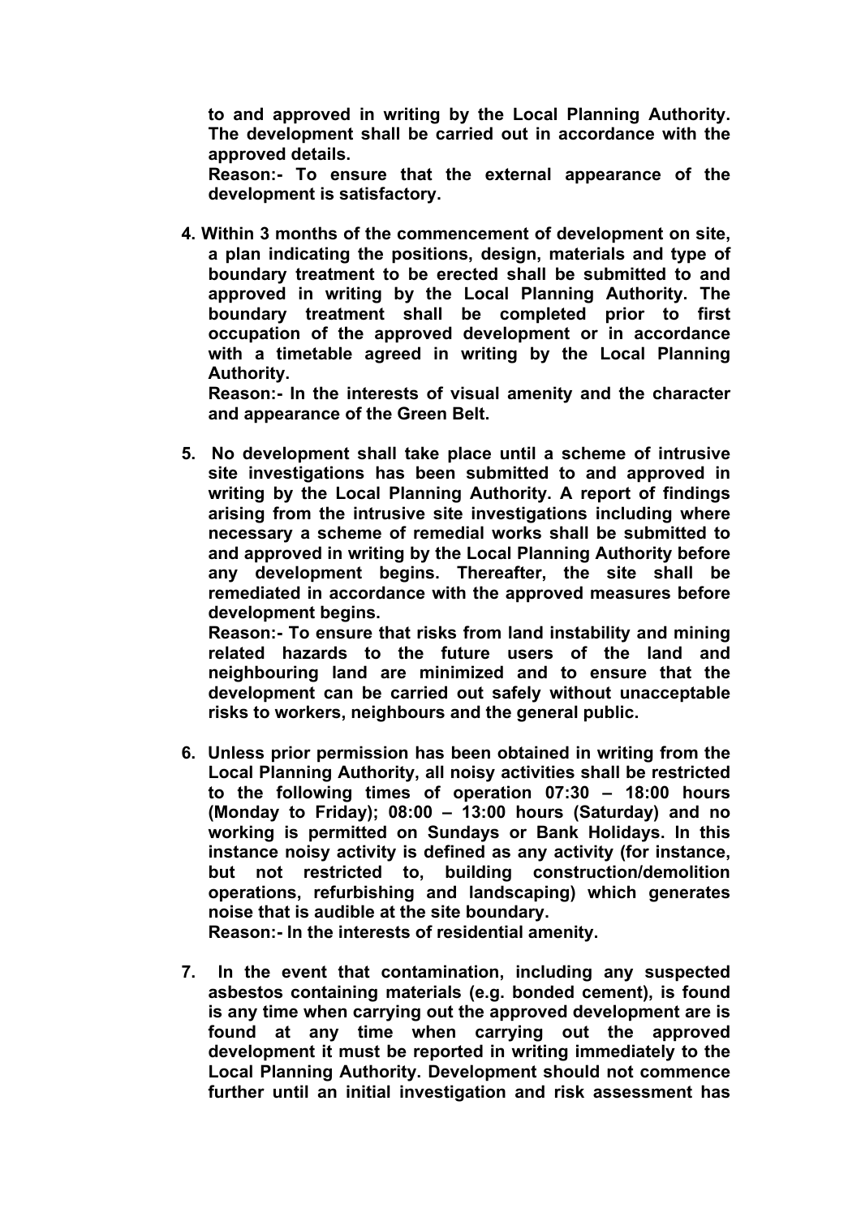**to and approved in writing by the Local Planning Authority. The development shall be carried out in accordance with the approved details.**

**Reason:- To ensure that the external appearance of the development is satisfactory.**

4. **Within 3 months of the commencement of development on site, a plan indicating the positions, design, materials and type of boundary treatment to be erected shall be submitted to and approved in writing by the Local Planning Authority. The boundary treatment shall be completed prior to first occupation of the approved development or in accordance with a timetable agreed in writing by the Local Planning Authority.**

   **Reason:- In the interests of visual amenity and the character and appearance of the Green Belt.**

5. **No development shall take place until a scheme of intrusive site investigations has been submitted to and approved in writing by the Local Planning Authority. A report of findings arising from the intrusive site investigations including where necessary a scheme of remedial works shall be submitted to and approved in writing by the Local Planning Authority before any development begins. Thereafter, the site shall be remediated in accordance with the approved measures before development begins.**

   **Reason:- To ensure that risks from land instability and mining related hazards to the future users of the land and neighbouring land are minimized and to ensure that the development can be carried out safely without unacceptable risks to workers, neighbours and the general public.**

6. **Unless prior permission has been obtained in writing from the Local Planning Authority, all noisy activities shall be restricted to the following times of operation 07:30 – 18:00 hours (Monday to Friday); 08:00 – 13:00 hours (Saturday) and no working is permitted on Sundays or Bank Holidays. In this instance noisy activity is defined as any activity (for instance, but not restricted to, building construction/demolition operations, refurbishing and landscaping) which generates noise that is audible at the site boundary.**

   **Reason:- In the interests of residential amenity.**

7. **In the event that contamination, including any suspected asbestos containing materials (e.g. bonded cement), is found is any time when carrying out the approved development are is found at any time when carrying out the approved development it must be reported in writing immediately to the Local Planning Authority. Development should not commence further until an initial investigation and risk assessment has**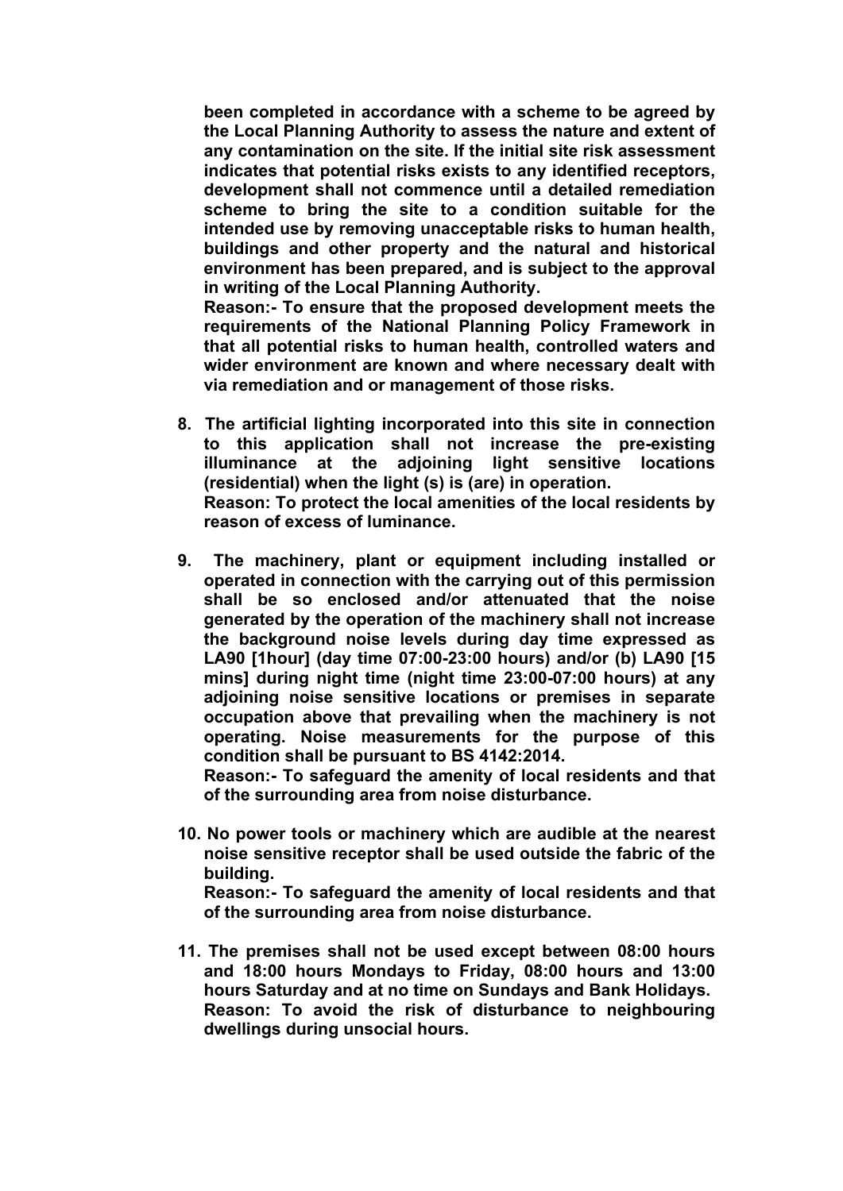**been completed in accordance with a scheme to be agreed by the Local Planning Authority to assess the nature and extent of any contamination on the site. If the initial site risk assessment indicates that potential risks exists to any identified receptors, development shall not commence until a detailed remediation scheme to bring the site to a condition suitable for the intended use by removing unacceptable risks to human health, buildings and other property and the natural and historical environment has been prepared, and is subject to the approval in writing of the Local Planning Authority.**
**Reason:- To ensure that the proposed development meets the requirements of the National Planning Policy Framework in that all potential risks to human health, controlled waters and wider environment are known and where necessary dealt with via remediation and or management of those risks.**

8. **The artificial lighting incorporated into this site in connection to this application shall not increase the pre-existing illuminance at the adjoining light sensitive locations (residential) when the light (s) is (are) in operation.**
   **Reason: To protect the local amenities of the local residents by reason of excess of luminance.**

9. **The machinery, plant or equipment including installed or operated in connection with the carrying out of this permission shall be so enclosed and/or attenuated that the noise generated by the operation of the machinery shall not increase the background noise levels during day time expressed as LA90 [1hour] (day time 07:00-23:00 hours) and/or (b) LA90 [15 mins] during night time (night time 23:00-07:00 hours) at any adjoining noise sensitive locations or premises in separate occupation above that prevailing when the machinery is not operating. Noise measurements for the purpose of this condition shall be pursuant to BS 4142:2014.**
   **Reason:- To safeguard the amenity of local residents and that of the surrounding area from noise disturbance.**

10. **No power tools or machinery which are audible at the nearest noise sensitive receptor shall be used outside the fabric of the building.**
    **Reason:- To safeguard the amenity of local residents and that of the surrounding area from noise disturbance.**

11. **The premises shall not be used except between 08:00 hours and 18:00 hours Mondays to Friday, 08:00 hours and 13:00 hours Saturday and at no time on Sundays and Bank Holidays.**
    **Reason: To avoid the risk of disturbance to neighbouring dwellings during unsocial hours.**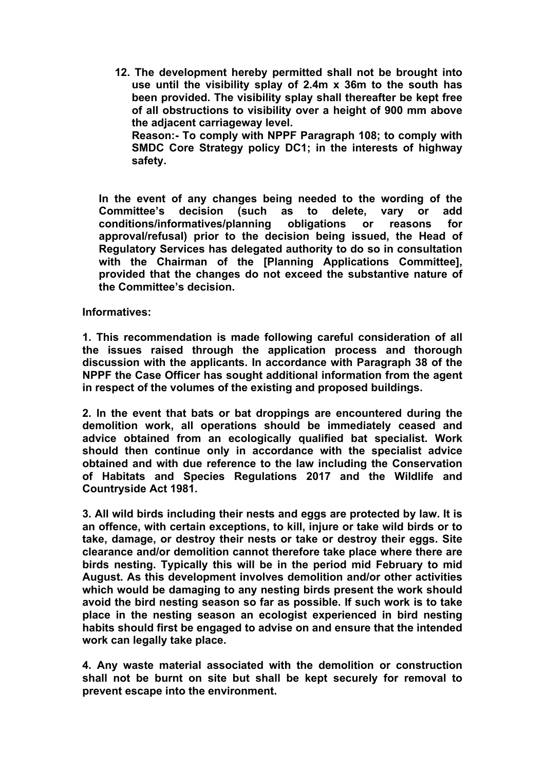12. **The development hereby permitted shall not be brought into use until the visibility splay of 2.4m x 36m to the south has been provided. The visibility splay shall thereafter be kept free of all obstructions to visibility over a height of 900 mm above the adjacent carriageway level.**
    **Reason:- To comply with NPPF Paragraph 108; to comply with SMDC Core Strategy policy DC1; in the interests of highway safety.**

**In the event of any changes being needed to the wording of the Committee's decision (such as to delete, vary or add conditions/informatives/planning obligations or reasons for approval/refusal) prior to the decision being issued, the Head of Regulatory Services has delegated authority to do so in consultation with the Chairman of the [Planning Applications Committee], provided that the changes do not exceed the substantive nature of the Committee's decision.**

**Informatives:**

**1. This recommendation is made following careful consideration of all the issues raised through the application process and thorough discussion with the applicants. In accordance with Paragraph 38 of the NPPF the Case Officer has sought additional information from the agent in respect of the volumes of the existing and proposed buildings.**

**2. In the event that bats or bat droppings are encountered during the demolition work, all operations should be immediately ceased and advice obtained from an ecologically qualified bat specialist. Work should then continue only in accordance with the specialist advice obtained and with due reference to the law including the Conservation of Habitats and Species Regulations 2017 and the Wildlife and Countryside Act 1981.**

**3. All wild birds including their nests and eggs are protected by law. It is an offence, with certain exceptions, to kill, injure or take wild birds or to take, damage, or destroy their nests or take or destroy their eggs. Site clearance and/or demolition cannot therefore take place where there are birds nesting. Typically this will be in the period mid February to mid August. As this development involves demolition and/or other activities which would be damaging to any nesting birds present the work should avoid the bird nesting season so far as possible. If such work is to take place in the nesting season an ecologist experienced in bird nesting habits should first be engaged to advise on and ensure that the intended work can legally take place.**

**4. Any waste material associated with the demolition or construction shall not be burnt on site but shall be kept securely for removal to prevent escape into the environment.**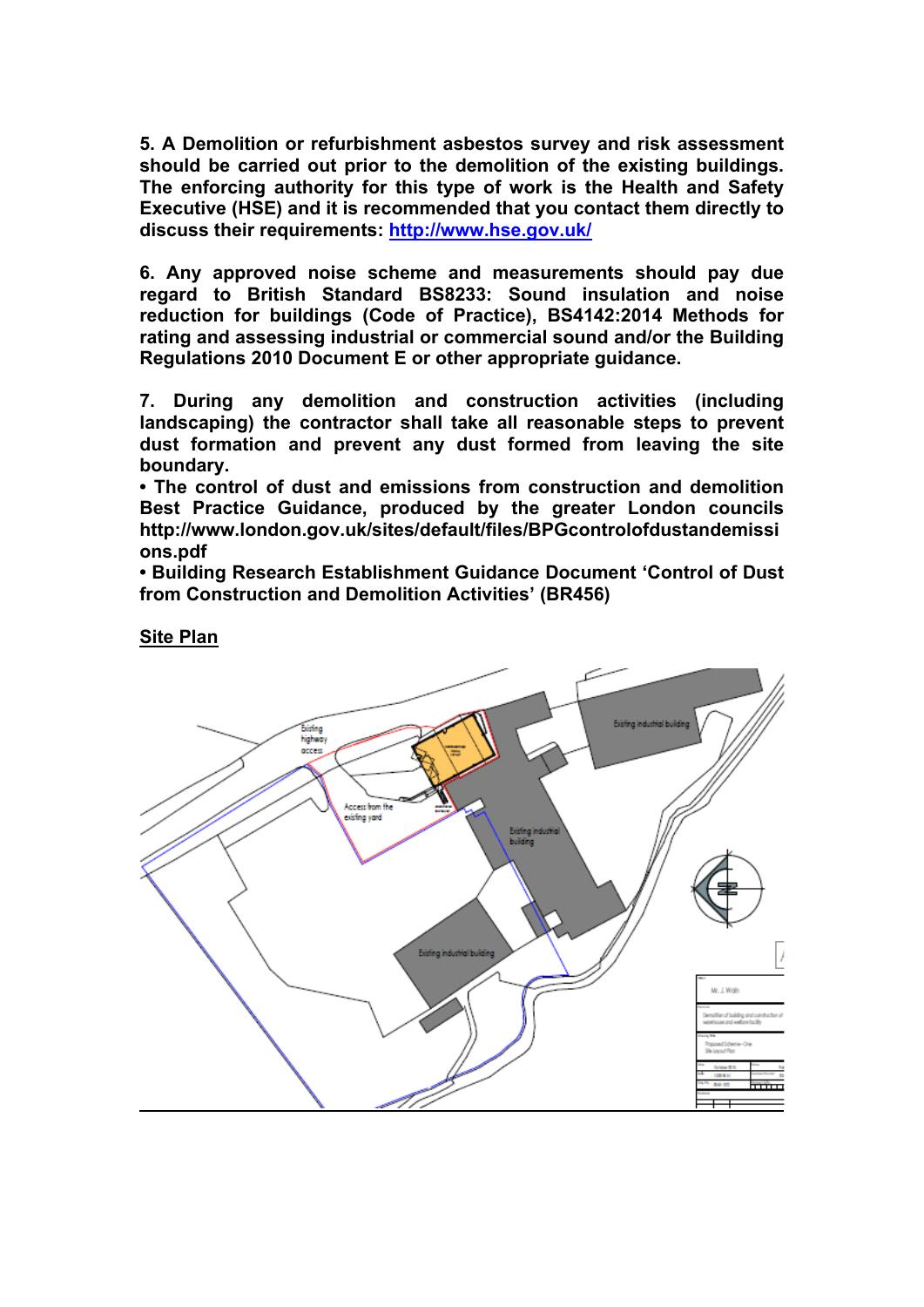**5. A Demolition or refurbishment asbestos survey and risk assessment should be carried out prior to the demolition of the existing buildings. The enforcing authority for this type of work is the Health and Safety Executive (HSE) and it is recommended that you contact them directly to discuss their requirements: [http://www.hse.gov.uk/](http://www.hse.gov.uk/)**

**6. Any approved noise scheme and measurements should pay due regard to British Standard BS8233: Sound insulation and noise reduction for buildings (Code of Practice), BS4142:2014 Methods for rating and assessing industrial or commercial sound and/or the Building Regulations 2010 Document E or other appropriate guidance.**

**7. During any demolition and construction activities (including landscaping) the contractor shall take all reasonable steps to prevent dust formation and prevent any dust formed from leaving the site boundary.**

- **The control of dust and emissions from construction and demolition Best Practice Guidance, produced by the greater London councils http://www.london.gov.uk/sites/default/files/BPGcontrolofdustandemissions.pdf**
- **Building Research Establishment Guidance Document 'Control of Dust from Construction and Demolition Activities' (BR456)**

**Site Plan**

Existing highway access

Access from the existing yard

Existing industrial building

Existing industrial building

Existing industrial building

Mr. J. Wain

Demolition of building and construction of warehouse and welfare facility

Proposed Scheme - One
Site Layout Plan

October 2016